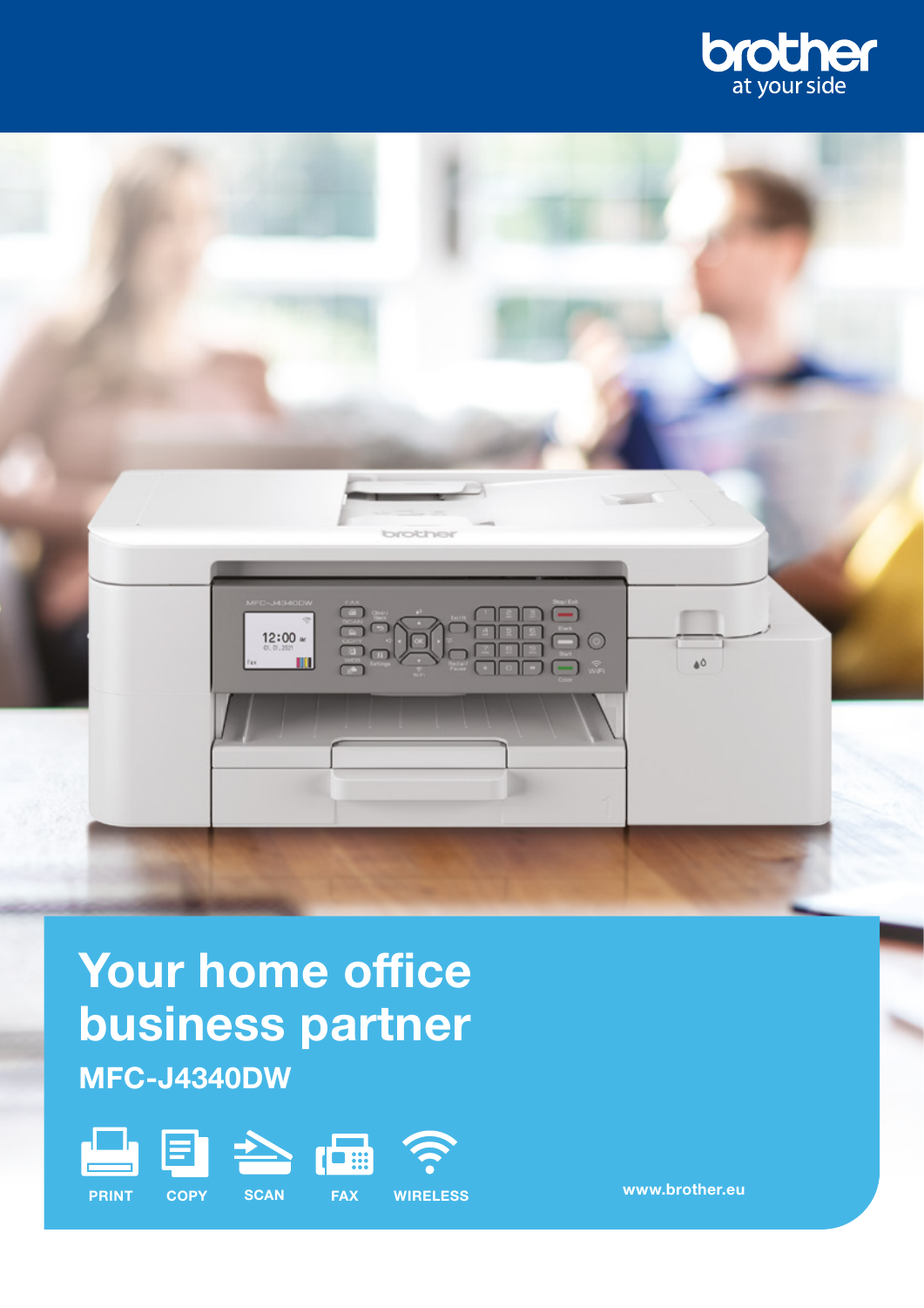brother
at your side

# Your home office business partner

## MFC-J4340DW

PRINT COPY SCAN FAX WIRELESS

www.brother.eu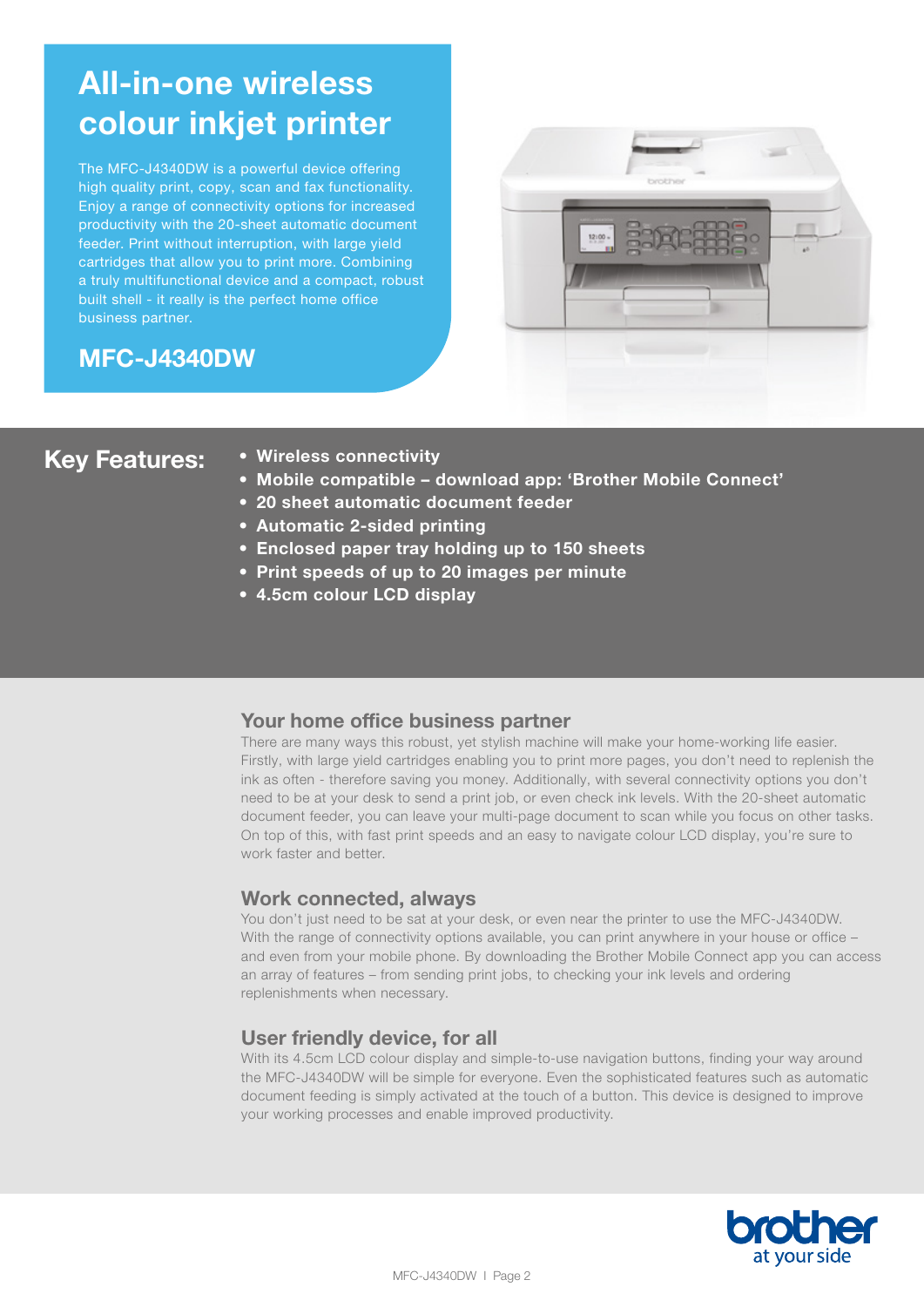# All-in-one wireless colour inkjet printer

The MFC-J4340DW is a powerful device offering high quality print, copy, scan and fax functionality. Enjoy a range of connectivity options for increased productivity with the 20-sheet automatic document feeder. Print without interruption, with large yield cartridges that allow you to print more. Combining a truly multifunctional device and a compact, robust built shell - it really is the perfect home office business partner.

## MFC-J4340DW

## Key Features:

- **Wireless connectivity**
- **Mobile compatible – download app: 'Brother Mobile Connect'**
- **20 sheet automatic document feeder**
- **Automatic 2-sided printing**
- **Enclosed paper tray holding up to 150 sheets**
- **Print speeds of up to 20 images per minute**
- **4.5cm colour LCD display**

### Your home office business partner

There are many ways this robust, yet stylish machine will make your home-working life easier. Firstly, with large yield cartridges enabling you to print more pages, you don't need to replenish the ink as often - therefore saving you money. Additionally, with several connectivity options you don't need to be at your desk to send a print job, or even check ink levels. With the 20-sheet automatic document feeder, you can leave your multi-page document to scan while you focus on other tasks. On top of this, with fast print speeds and an easy to navigate colour LCD display, you're sure to work faster and better.

### Work connected, always

You don't just need to be sat at your desk, or even near the printer to use the MFC-J4340DW. With the range of connectivity options available, you can print anywhere in your house or office – and even from your mobile phone. By downloading the Brother Mobile Connect app you can access an array of features – from sending print jobs, to checking your ink levels and ordering replenishments when necessary.

### User friendly device, for all

With its 4.5cm LCD colour display and simple-to-use navigation buttons, finding your way around the MFC-J4340DW will be simple for everyone. Even the sophisticated features such as automatic document feeding is simply activated at the touch of a button. This device is designed to improve your working processes and enable improved productivity.

brother
at your side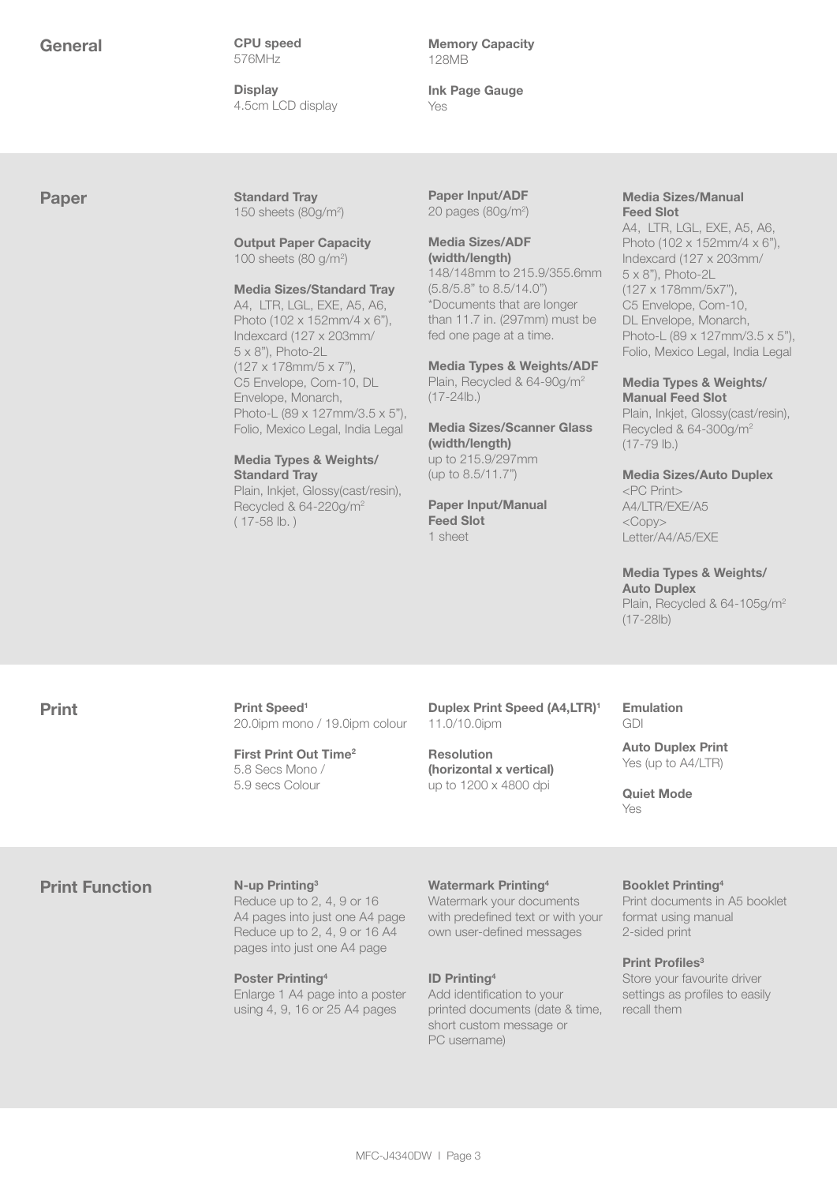## General

**CPU speed**
576MHz

**Display**
4.5cm LCD display

**Memory Capacity**
128MB

**Ink Page Gauge**
Yes

## Paper

**Standard Tray**
150 sheets (80g/m$^2$)

**Output Paper Capacity**
100 sheets (80 g/m$^2$)

**Media Sizes/Standard Tray**
A4, LTR, LGL, EXE, A5, A6, Photo (102 x 152mm/4 x 6"), Indexcard (127 x 203mm/ 5 x 8"), Photo-2L (127 x 178mm/5 x 7"), C5 Envelope, Com-10, DL Envelope, Monarch, Photo-L (89 x 127mm/3.5 x 5"), Folio, Mexico Legal, India Legal

**Media Types & Weights/ Standard Tray**
Plain, Inkjet, Glossy(cast/resin), Recycled & 64-220g/m$^2$ ( 17-58 lb. )

**Paper Input/ADF**
20 pages (80g/m$^2$)

**Media Sizes/ADF (width/length)**
148/148mm to 215.9/355.6mm (5.8/5.8" to 8.5/14.0")
*Documents that are longer than 11.7 in. (297mm) must be fed one page at a time.

**Media Types & Weights/ADF**
Plain, Recycled & 64-90g/m$^2$ (17-24lb.)

**Media Sizes/Scanner Glass (width/length)**
up to 215.9/297mm (up to 8.5/11.7")

**Paper Input/Manual Feed Slot**
1 sheet

**Media Sizes/Manual Feed Slot**
A4, LTR, LGL, EXE, A5, A6, Photo (102 x 152mm/4 x 6"), Indexcard (127 x 203mm/ 5 x 8"), Photo-2L (127 x 178mm/5x7"), C5 Envelope, Com-10, DL Envelope, Monarch, Photo-L (89 x 127mm/3.5 x 5"), Folio, Mexico Legal, India Legal

**Media Types & Weights/ Manual Feed Slot**
Plain, Inkjet, Glossy(cast/resin), Recycled & 64-300g/m$^2$ (17-79 lb.)

**Media Sizes/Auto Duplex**
<PC Print>
A4/LTR/EXE/A5
<Copy>
Letter/A4/A5/EXE

**Media Types & Weights/ Auto Duplex**
Plain, Recycled & 64-105g/m$^2$ (17-28lb)

## Print

**Print Speed[1]**
20.0ipm mono / 19.0ipm colour

**First Print Out Time[2]**
5.8 Secs Mono / 5.9 secs Colour

**Duplex Print Speed (A4,LTR)[1]**
11.0/10.0ipm

**Resolution (horizontal x vertical)**
up to 1200 x 4800 dpi

**Emulation**
GDI

**Auto Duplex Print**
Yes (up to A4/LTR)

**Quiet Mode**
Yes

## Print Function

**N-up Printing[3]**
Reduce up to 2, 4, 9 or 16 A4 pages into just one A4 page Reduce up to 2, 4, 9 or 16 A4 pages into just one A4 page

**Poster Printing[4]**
Enlarge 1 A4 page into a poster using 4, 9, 16 or 25 A4 pages

**Watermark Printing[4]**
Watermark your documents with predefined text or with your own user-defined messages

**ID Printing[4]**
Add identification to your printed documents (date & time, short custom message or PC username)

**Booklet Printing[4]**
Print documents in A5 booklet format using manual 2-sided print

**Print Profiles[3]**
Store your favourite driver settings as profiles to easily recall them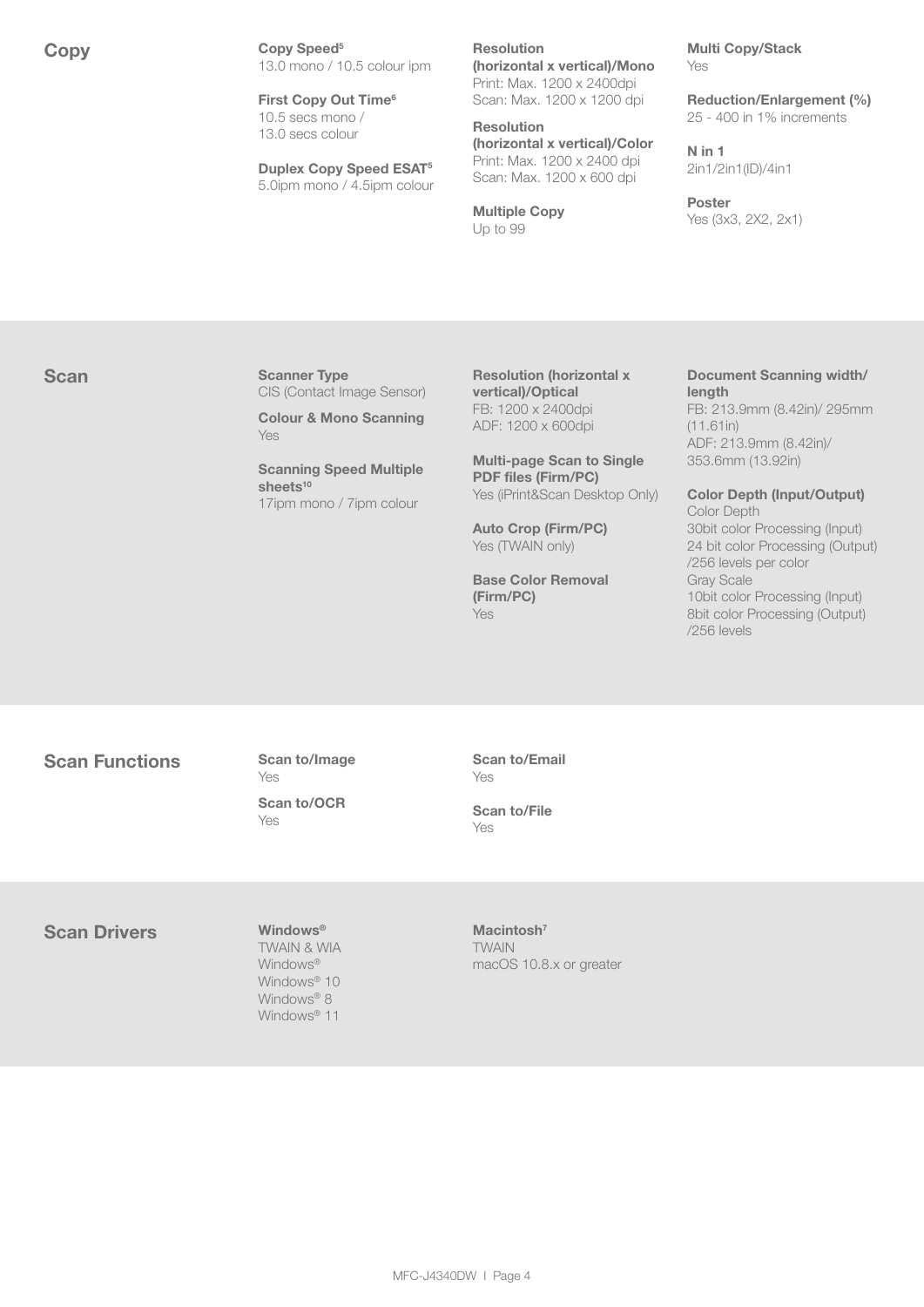## Copy

**Copy Speed**[5]
13.0 mono / 10.5 colour ipm

**First Copy Out Time**[6]
10.5 secs mono /
13.0 secs colour

**Duplex Copy Speed ESAT**[5]
5.0ipm mono / 4.5ipm colour

**Resolution (horizontal x vertical)/Mono**
Print: Max. 1200 x 2400dpi
Scan: Max. 1200 x 1200 dpi

**Resolution (horizontal x vertical)/Color**
Print: Max. 1200 x 2400 dpi
Scan: Max. 1200 x 600 dpi

**Multiple Copy**
Up to 99

**Multi Copy/Stack**
Yes

**Reduction/Enlargement (%)**
25 - 400 in 1% increments

**N in 1**
2in1/2in1(ID)/4in1

**Poster**
Yes (3x3, 2X2, 2x1)

## Scan

**Scanner Type**
CIS (Contact Image Sensor)

**Colour & Mono Scanning**
Yes

**Scanning Speed Multiple sheets**[10]
17ipm mono / 7ipm colour

**Resolution (horizontal x vertical)/Optical**
FB: 1200 x 2400dpi
ADF: 1200 x 600dpi

**Multi-page Scan to Single PDF files (Firm/PC)**
Yes (iPrint&Scan Desktop Only)

**Auto Crop (Firm/PC)**
Yes (TWAIN only)

**Base Color Removal (Firm/PC)**
Yes

**Document Scanning width/length**
FB: 213.9mm (8.42in)/ 295mm (11.61in)
ADF: 213.9mm (8.42in)/ 353.6mm (13.92in)

**Color Depth (Input/Output)**
Color Depth
30bit color Processing (Input)
24 bit color Processing (Output)
/256 levels per color
Gray Scale
10bit color Processing (Input)
8bit color Processing (Output)
/256 levels

## Scan Functions

**Scan to/Image**
Yes

**Scan to/OCR**
Yes

**Scan to/Email**
Yes

**Scan to/File**
Yes

## Scan Drivers

**Windows®**
TWAIN & WIA
Windows®
Windows® 10
Windows® 8
Windows® 11

**Macintosh**[7]
TWAIN
macOS 10.8.x or greater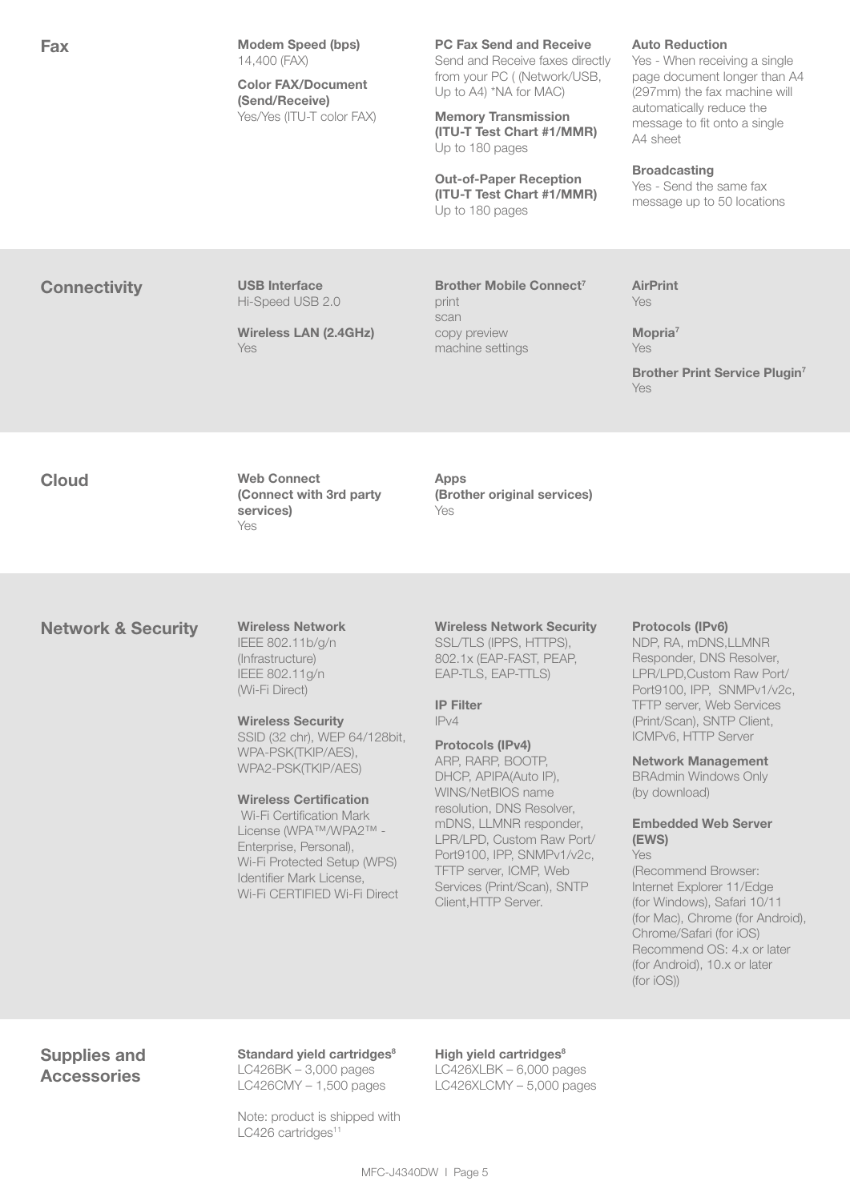## Fax

**Modem Speed (bps)**
14,400 (FAX)

**Color FAX/Document (Send/Receive)**
Yes/Yes (ITU-T color FAX)

**PC Fax Send and Receive**
Send and Receive faxes directly from your PC ( (Network/USB, Up to A4) *NA for MAC)

**Memory Transmission (ITU-T Test Chart #1/MMR)**
Up to 180 pages

**Out-of-Paper Reception (ITU-T Test Chart #1/MMR)**
Up to 180 pages

**Auto Reduction**
Yes - When receiving a single page document longer than A4 (297mm) the fax machine will automatically reduce the message to fit onto a single A4 sheet

**Broadcasting**
Yes - Send the same fax message up to 50 locations

## Connectivity

**USB Interface**
Hi-Speed USB 2.0

**Wireless LAN (2.4GHz)**
Yes

**Brother Mobile Connect[7]**
print
scan
copy preview
machine settings

**AirPrint**
Yes

**Mopria[7]**
Yes

**Brother Print Service Plugin[7]**
Yes

## Cloud

**Web Connect (Connect with 3rd party services)**
Yes

**Apps (Brother original services)**
Yes

## Network & Security

**Wireless Network**
IEEE 802.11b/g/n (Infrastructure)
IEEE 802.11g/n (Wi-Fi Direct)

**Wireless Security**
SSID (32 chr), WEP 64/128bit, WPA-PSK(TKIP/AES), WPA2-PSK(TKIP/AES)

**Wireless Certification**
Wi-Fi Certification Mark License (WPA™/WPA2™ - Enterprise, Personal), Wi-Fi Protected Setup (WPS) Identifier Mark License, Wi-Fi CERTIFIED Wi-Fi Direct

**Wireless Network Security**
SSL/TLS (IPPS, HTTPS), 802.1x (EAP-FAST, PEAP, EAP-TLS, EAP-TTLS)

**IP Filter**
IPv4

**Protocols (IPv4)**
ARP, RARP, BOOTP, DHCP, APIPA(Auto IP), WINS/NetBIOS name resolution, DNS Resolver, mDNS, LLMNR responder, LPR/LPD, Custom Raw Port/Port9100, IPP, SNMPv1/v2c, TFTP server, ICMP, Web Services (Print/Scan), SNTP Client,HTTP Server.

**Protocols (IPv6)**
NDP, RA, mDNS,LLMNR Responder, DNS Resolver, LPR/LPD,Custom Raw Port/Port9100, IPP, SNMPv1/v2c, TFTP server, Web Services (Print/Scan), SNTP Client, ICMPv6, HTTP Server

**Network Management**
BRAdmin Windows Only (by download)

**Embedded Web Server (EWS)**
Yes
(Recommend Browser: Internet Explorer 11/Edge (for Windows), Safari 10/11 (for Mac), Chrome (for Android), Chrome/Safari (for iOS) Recommend OS: 4.x or later (for Android), 10.x or later (for iOS))

## Supplies and Accessories

**Standard yield cartridges[8]**
LC426BK – 3,000 pages
LC426CMY – 1,500 pages

Note: product is shipped with LC426 cartridges[11]

**High yield cartridges[8]**
LC426XLBK – 6,000 pages
LC426XLCMY – 5,000 pages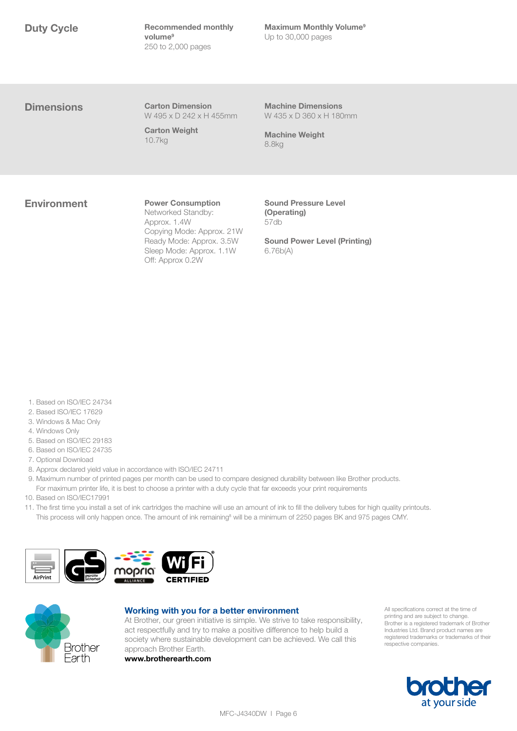## Duty Cycle

**Recommended monthly volume**[9]
250 to 2,000 pages

**Maximum Monthly Volume**[9]
Up to 30,000 pages

## Dimensions

**Carton Dimension**
W 495 x D 242 x H 455mm

**Carton Weight**
10.7kg

**Machine Dimensions**
W 435 x D 360 x H 180mm

**Machine Weight**
8.8kg

## Environment

**Power Consumption**
Networked Standby: Approx. 1.4W
Copying Mode: Approx. 21W
Ready Mode: Approx. 3.5W
Sleep Mode: Approx. 1.1W
Off: Approx 0.2W

**Sound Pressure Level (Operating)**
57db

**Sound Power Level (Printing)**
6.76b(A)

1. Based on ISO/IEC 24734
2. Based ISO/IEC 17629
3. Windows & Mac Only
4. Windows Only
5. Based on ISO/IEC 29183
6. Based on ISO/IEC 24735
7. Optional Download
8. Approx declared yield value in accordance with ISO/IEC 24711
9. Maximum number of printed pages per month can be used to compare designed durability between like Brother products. For maximum printer life, it is best to choose a printer with a duty cycle that far exceeds your print requirements
10. Based on ISO/IEC17991
11. The first time you install a set of ink cartridges the machine will use an amount of ink to fill the delivery tubes for high quality printouts. This process will only happen once. The amount of ink remaining[8] will be a minimum of 2250 pages BK and 975 pages CMY.

AirPrint
geprüfte Sicherheit
mopria ALLIANCE
Wi Fi CERTIFIED

Brother Earth

### Working with you for a better environment

At Brother, our green initiative is simple. We strive to take responsibility, act respectfully and try to make a positive difference to help build a society where sustainable development can be achieved. We call this approach Brother Earth.
**www.brotherearth.com**

All specifications correct at the time of printing and are subject to change. Brother is a registered trademark of Brother Industries Ltd. Brand product names are registered trademarks or trademarks of their respective companies.

brother at your side